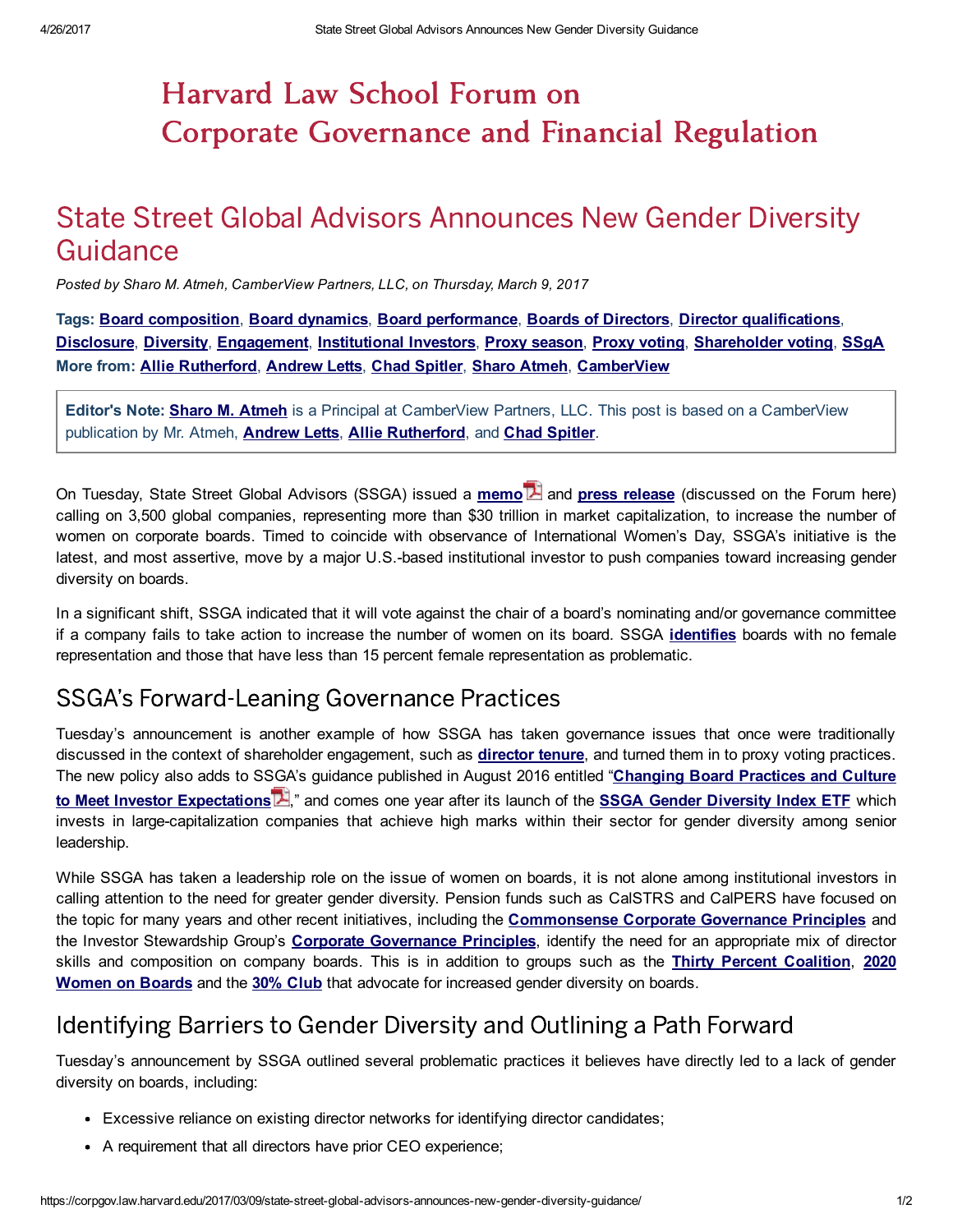# Harvard Law School Forum on Corporate Governance and Financial Regulation

## State Street Global Advisors Announces New Gender Diversity Guidance

*Posted by Sharo M. Atmeh, CamberView Partners, LLC, on Thursday, March 9, 2017*

**Tags: Board composition, Board dynamics, Board performance, Boards of Directors, Director qualifications, Disclosure, Diversity, Engagement, Institutional Investors, Proxy season, Proxy voting, Shareholder voting, SSgA**
**More from: Allie Rutherford, Andrew Letts, Chad Spitler, Sharo Atmeh, CamberView**

> **Editor's Note: Sharo M. Atmeh** is a Principal at CamberView Partners, LLC. This post is based on a CamberView publication by Mr. Atmeh, **Andrew Letts**, **Allie Rutherford**, and **Chad Spitler**.

On Tuesday, State Street Global Advisors (SSGA) issued a **memo** and **press release** (discussed on the Forum here) calling on 3,500 global companies, representing more than $30 trillion in market capitalization, to increase the number of women on corporate boards. Timed to coincide with observance of International Women's Day, SSGA's initiative is the latest, and most assertive, move by a major U.S.-based institutional investor to push companies toward increasing gender diversity on boards.

In a significant shift, SSGA indicated that it will vote against the chair of a board's nominating and/or governance committee if a company fails to take action to increase the number of women on its board. SSGA **identifies** boards with no female representation and those that have less than 15 percent female representation as problematic.

## SSGA's Forward-Leaning Governance Practices

Tuesday's announcement is another example of how SSGA has taken governance issues that once were traditionally discussed in the context of shareholder engagement, such as **director tenure**, and turned them in to proxy voting practices. The new policy also adds to SSGA's guidance published in August 2016 entitled "**Changing Board Practices and Culture to Meet Investor Expectations**," and comes one year after its launch of the **SSGA Gender Diversity Index ETF** which invests in large-capitalization companies that achieve high marks within their sector for gender diversity among senior leadership.

While SSGA has taken a leadership role on the issue of women on boards, it is not alone among institutional investors in calling attention to the need for greater gender diversity. Pension funds such as CalSTRS and CalPERS have focused on the topic for many years and other recent initiatives, including the **Commonsense Corporate Governance Principles** and the Investor Stewardship Group's **Corporate Governance Principles**, identify the need for an appropriate mix of director skills and composition on company boards. This is in addition to groups such as the **Thirty Percent Coalition**, **2020 Women on Boards** and the **30% Club** that advocate for increased gender diversity on boards.

## Identifying Barriers to Gender Diversity and Outlining a Path Forward

Tuesday's announcement by SSGA outlined several problematic practices it believes have directly led to a lack of gender diversity on boards, including:

- Excessive reliance on existing director networks for identifying director candidates;
- A requirement that all directors have prior CEO experience;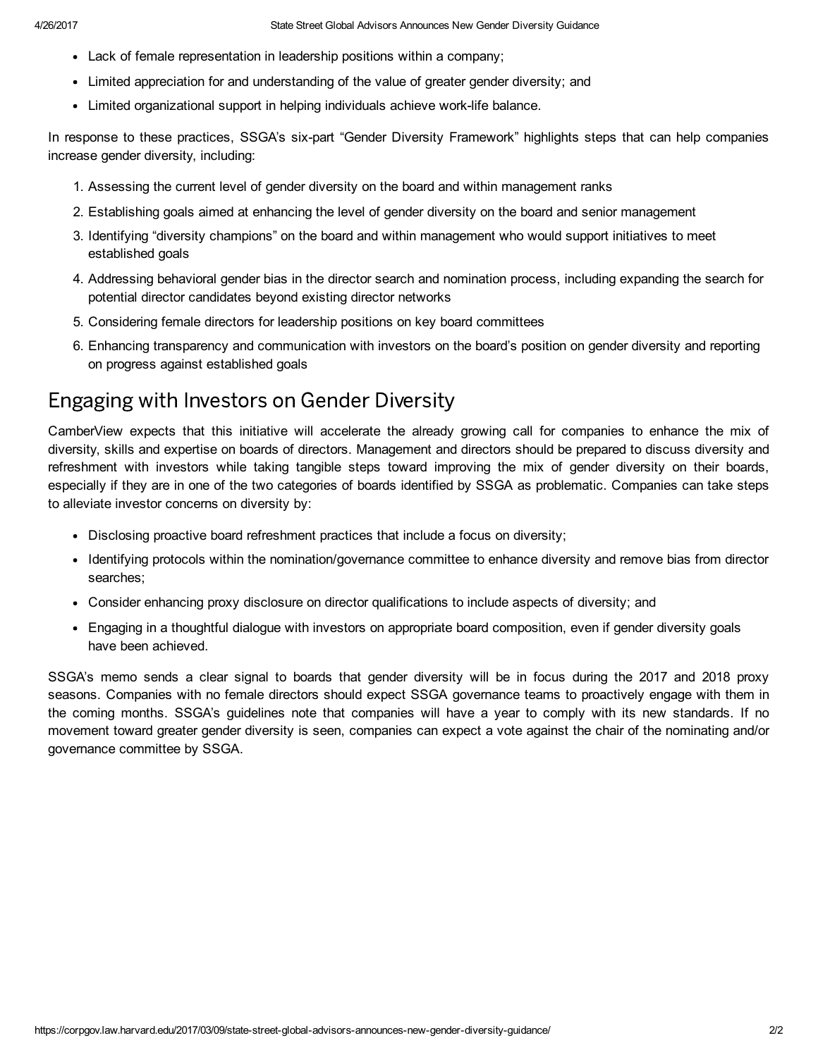- Lack of female representation in leadership positions within a company;
- Limited appreciation for and understanding of the value of greater gender diversity; and
- Limited organizational support in helping individuals achieve work-life balance.

In response to these practices, SSGA's six-part "Gender Diversity Framework" highlights steps that can help companies increase gender diversity, including:

1. Assessing the current level of gender diversity on the board and within management ranks
2. Establishing goals aimed at enhancing the level of gender diversity on the board and senior management
3. Identifying "diversity champions" on the board and within management who would support initiatives to meet established goals
4. Addressing behavioral gender bias in the director search and nomination process, including expanding the search for potential director candidates beyond existing director networks
5. Considering female directors for leadership positions on key board committees
6. Enhancing transparency and communication with investors on the board's position on gender diversity and reporting on progress against established goals

## Engaging with Investors on Gender Diversity

CamberView expects that this initiative will accelerate the already growing call for companies to enhance the mix of diversity, skills and expertise on boards of directors. Management and directors should be prepared to discuss diversity and refreshment with investors while taking tangible steps toward improving the mix of gender diversity on their boards, especially if they are in one of the two categories of boards identified by SSGA as problematic. Companies can take steps to alleviate investor concerns on diversity by:

- Disclosing proactive board refreshment practices that include a focus on diversity;
- Identifying protocols within the nomination/governance committee to enhance diversity and remove bias from director searches;
- Consider enhancing proxy disclosure on director qualifications to include aspects of diversity; and
- Engaging in a thoughtful dialogue with investors on appropriate board composition, even if gender diversity goals have been achieved.

SSGA's memo sends a clear signal to boards that gender diversity will be in focus during the 2017 and 2018 proxy seasons. Companies with no female directors should expect SSGA governance teams to proactively engage with them in the coming months. SSGA's guidelines note that companies will have a year to comply with its new standards. If no movement toward greater gender diversity is seen, companies can expect a vote against the chair of the nominating and/or governance committee by SSGA.